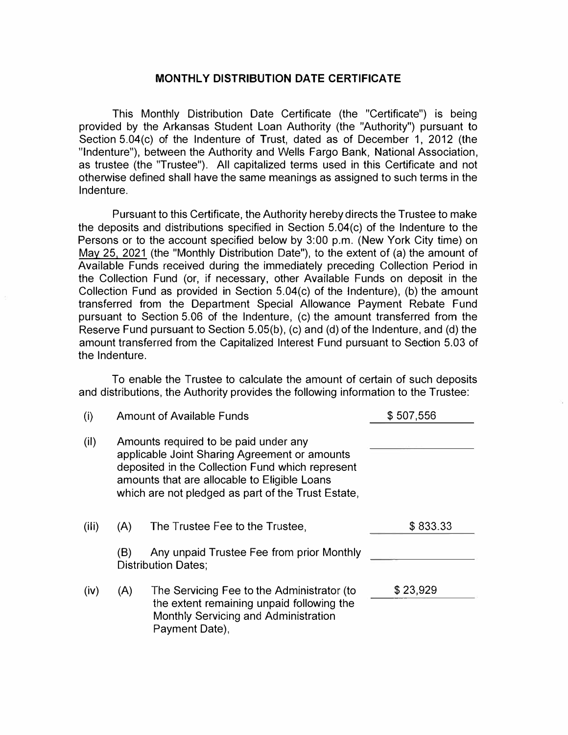# MONTHLY DISTRIBUTION DATE CERTIFICATE

This Monthly Distribution Date Certificate (the "Certificate") is being provided by the Arkansas Student Loan Authority (the "Authority") pursuant to Section 5.04(c) of the Indenture of Trust, dated as of December 1, 2012 (the "Indenture"), between the Authority and Wells Fargo Bank, National Association, as trustee (the "Trustee"). All capitalized terms used in this Certificate and not otherwise defined shall have the same meanings as assigned to such terms in the Indenture.

Pursuant to this Certificate, the Authority hereby directs the Trustee to make the deposits and distributions specified in Section 5.04(c) of the Indenture to the Persons or to the account specified below by 3:00 p.m. (New York City time) on May 25, 2021 (the "Monthly Distribution Date"), to the extent of (a) the amount of Available Funds received during the immediately preceding Collection Period in the Collection Fund (or, if necessary, other Available Funds on deposit in the Collection Fund as provided in Section 5.04(c) of the Indenture), (b) the amount transferred from the Department Special Allowance Payment Rebate Fund pursuant to Section 5.06 of the Indenture, (c) the amount transferred from the Reserve Fund pursuant to Section 5.05(b), (c) and (d) of the Indenture, and (d) the amount transferred from the Capitalized Interest Fund pursuant to Section 5.03 of the Indenture.

To enable the Trustee to calculate the amount of certain of such deposits and distributions, the Authority provides the following information to the Trustee:

| | | | |
|---|---|---|---|
| (i) | | Amount of Available Funds | \$ 507,556 |
| (ii) | | Amounts required to be paid under any applicable Joint Sharing Agreement or amounts deposited in the Collection Fund which represent amounts that are allocable to Eligible Loans which are not pledged as part of the Trust Estate, | |
| (iii) | (A) | The Trustee Fee to the Trustee, | \$ 833.33 |
| | (B) | Any unpaid Trustee Fee from prior Monthly Distribution Dates; | |
| (iv) | (A) | The Servicing Fee to the Administrator (to the extent remaining unpaid following the Monthly Servicing and Administration Payment Date), | \$ 23,929 |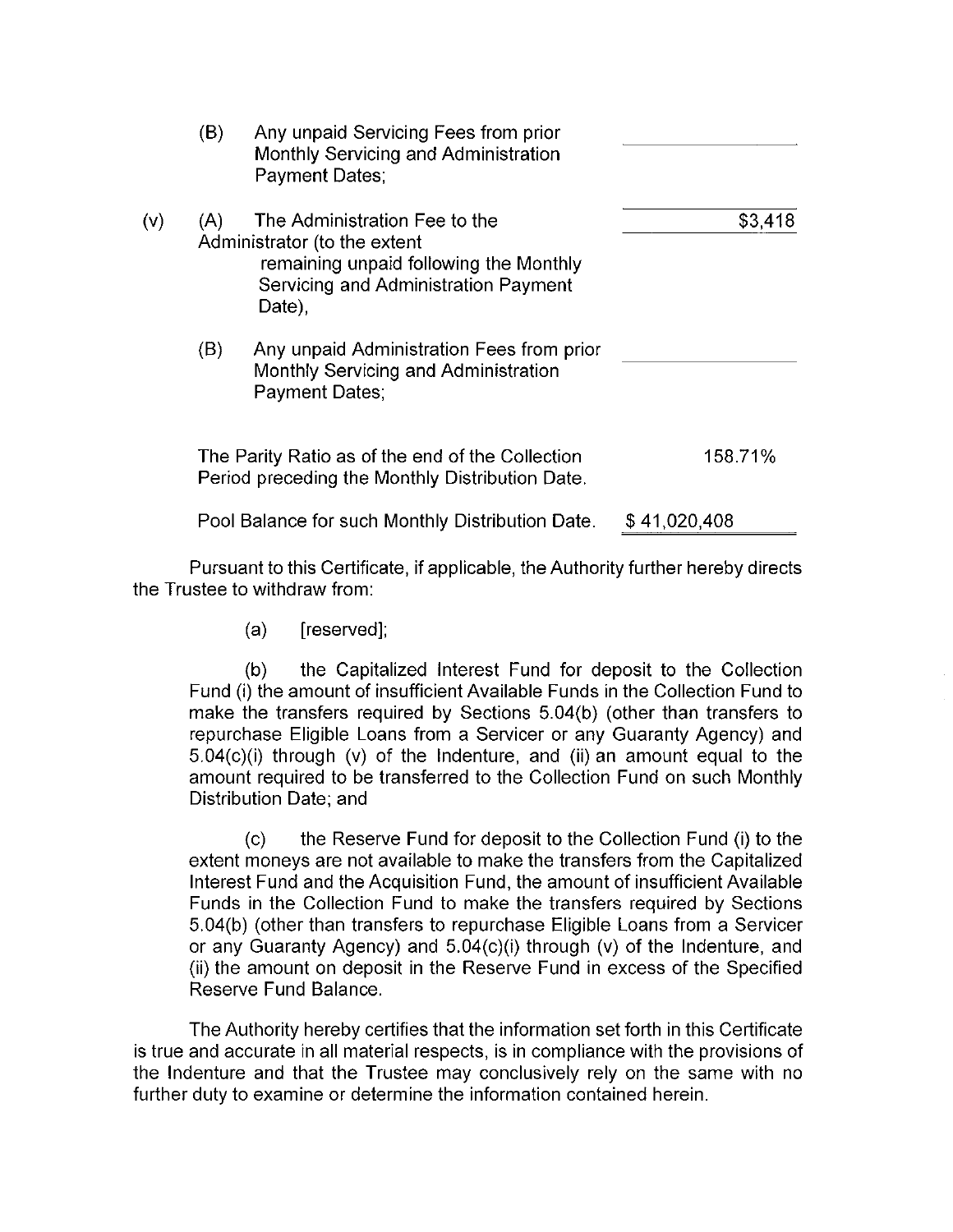| | | | |
|---|---|---|---|
| | (B) | Any unpaid Servicing Fees from prior Monthly Servicing and Administration Payment Dates; | |
| (v) | (A) | The Administration Fee to the Administrator (to the extent remaining unpaid following the Monthly Servicing and Administration Payment Date), | $3,418 |
| | (B) | Any unpaid Administration Fees from prior Monthly Servicing and Administration Payment Dates; | |
| | | The Parity Ratio as of the end of the Collection Period preceding the Monthly Distribution Date. | 158.71% |
| | | Pool Balance for such Monthly Distribution Date. | $ 41,020,408 |

Pursuant to this Certificate, if applicable, the Authority further hereby directs the Trustee to withdraw from:

(a) [reserved];

(b) the Capitalized Interest Fund for deposit to the Collection Fund (i) the amount of insufficient Available Funds in the Collection Fund to make the transfers required by Sections 5.04(b) (other than transfers to repurchase Eligible Loans from a Servicer or any Guaranty Agency) and 5.04(c)(i) through (v) of the Indenture, and (ii) an amount equal to the amount required to be transferred to the Collection Fund on such Monthly Distribution Date; and

(c) the Reserve Fund for deposit to the Collection Fund (i) to the extent moneys are not available to make the transfers from the Capitalized Interest Fund and the Acquisition Fund, the amount of insufficient Available Funds in the Collection Fund to make the transfers required by Sections 5.04(b) (other than transfers to repurchase Eligible Loans from a Servicer or any Guaranty Agency) and 5.04(c)(i) through (v) of the Indenture, and (ii) the amount on deposit in the Reserve Fund in excess of the Specified Reserve Fund Balance.

The Authority hereby certifies that the information set forth in this Certificate is true and accurate in all material respects, is in compliance with the provisions of the Indenture and that the Trustee may conclusively rely on the same with no further duty to examine or determine the information contained herein.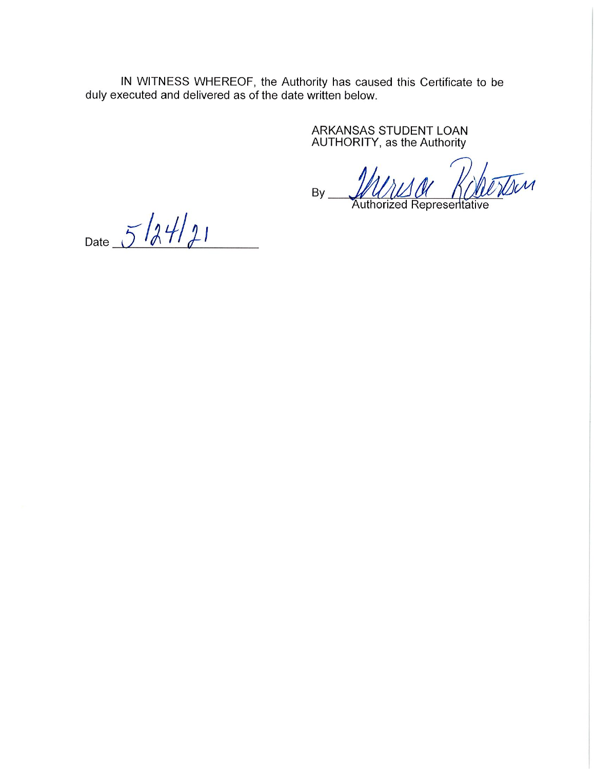IN WITNESS WHEREOF, the Authority has caused this Certificate to be duly executed and delivered as of the date written below.

ARKANSAS STUDENT LOAN AUTHORITY, as the Authority

By Theresa Robertson
Authorized Representative

Date 5/24/21